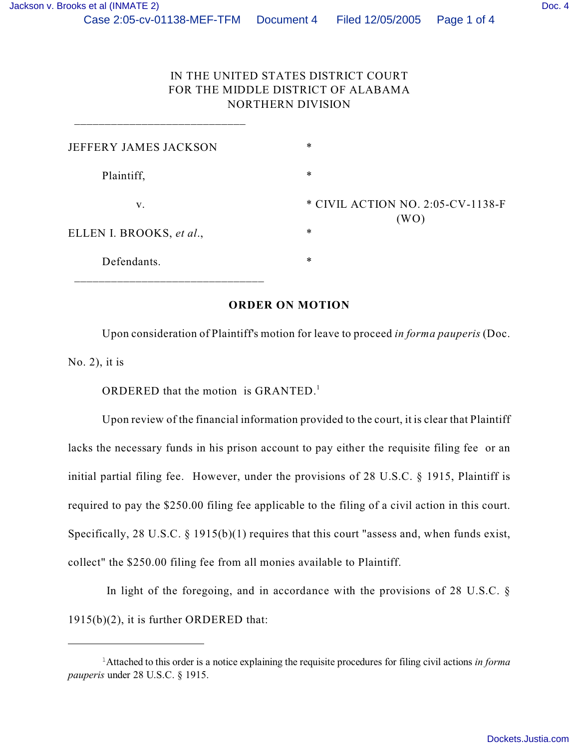IN THE UNITED STATES DISTRICT COURT
FOR THE MIDDLE DISTRICT OF ALABAMA
NORTHERN DIVISION

| | |
|---|---|
| JEFFERY JAMES JACKSON | * |
| Plaintiff, | * |
| v. | * CIVIL ACTION NO. 2:05-CV-1138-F (WO) |
| ELLEN I. BROOKS, *et al.*, | * |
| Defendants. | * |

**ORDER ON MOTION**

Upon consideration of Plaintiff's motion for leave to proceed *in forma pauperis* (Doc. No. 2), it is

ORDERED that the motion is GRANTED.[1]

Upon review of the financial information provided to the court, it is clear that Plaintiff lacks the necessary funds in his prison account to pay either the requisite filing fee or an initial partial filing fee. However, under the provisions of 28 U.S.C. § 1915, Plaintiff is required to pay the $250.00 filing fee applicable to the filing of a civil action in this court. Specifically, 28 U.S.C. § 1915(b)(1) requires that this court "assess and, when funds exist, collect" the $250.00 filing fee from all monies available to Plaintiff.

In light of the foregoing, and in accordance with the provisions of 28 U.S.C. § 1915(b)(2), it is further ORDERED that:

---

[1] Attached to this order is a notice explaining the requisite procedures for filing civil actions *in forma pauperis* under 28 U.S.C. § 1915.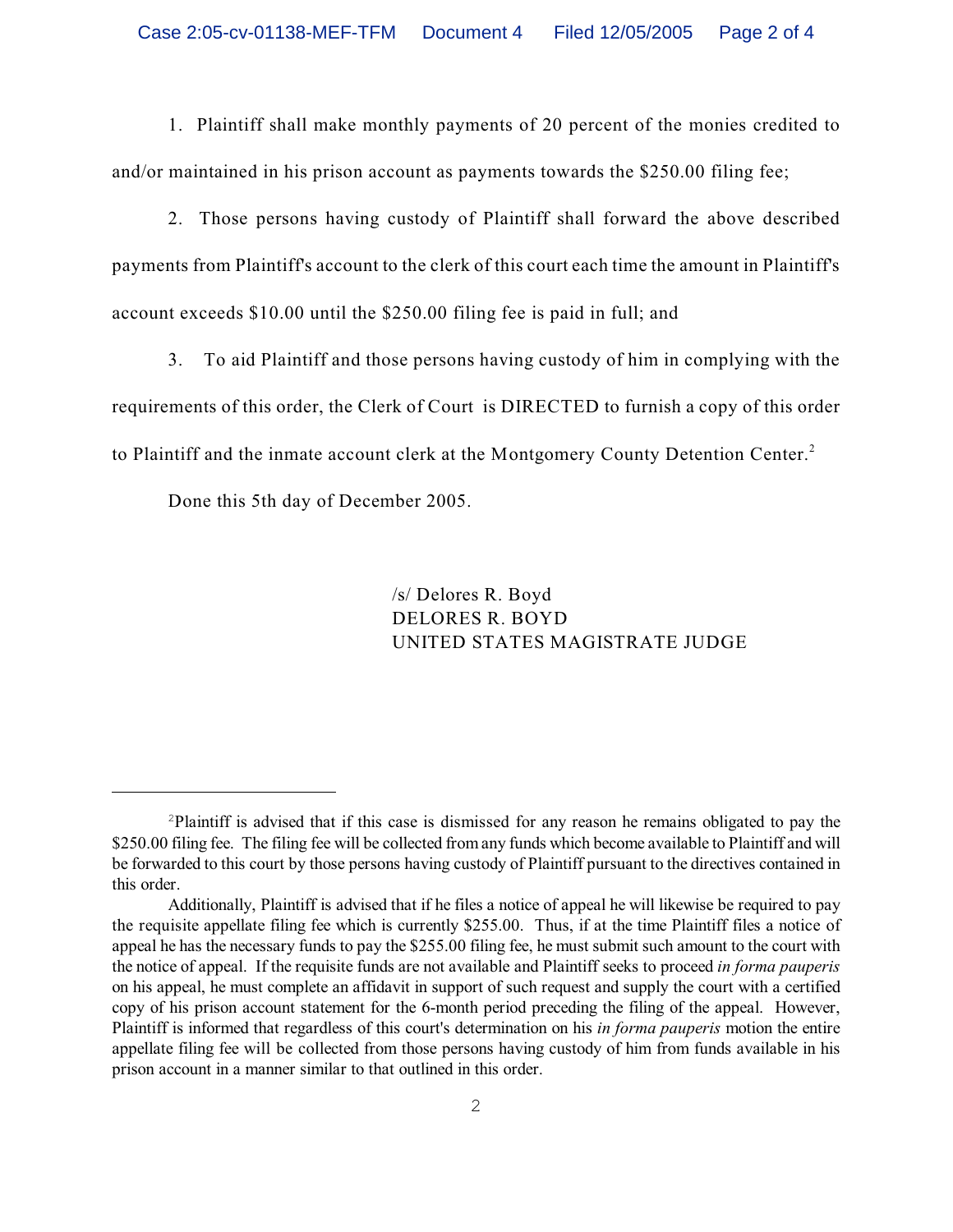1. Plaintiff shall make monthly payments of 20 percent of the monies credited to and/or maintained in his prison account as payments towards the $250.00 filing fee;

2. Those persons having custody of Plaintiff shall forward the above described payments from Plaintiff's account to the clerk of this court each time the amount in Plaintiff's account exceeds $10.00 until the $250.00 filing fee is paid in full; and

3. To aid Plaintiff and those persons having custody of him in complying with the requirements of this order, the Clerk of Court is DIRECTED to furnish a copy of this order to Plaintiff and the inmate account clerk at the Montgomery County Detention Center.[2]

Done this 5th day of December 2005.

/s/ Delores R. Boyd
DELORES R. BOYD
UNITED STATES MAGISTRATE JUDGE

---

[2]Plaintiff is advised that if this case is dismissed for any reason he remains obligated to pay the $250.00 filing fee. The filing fee will be collected from any funds which become available to Plaintiff and will be forwarded to this court by those persons having custody of Plaintiff pursuant to the directives contained in this order.

Additionally, Plaintiff is advised that if he files a notice of appeal he will likewise be required to pay the requisite appellate filing fee which is currently $255.00. Thus, if at the time Plaintiff files a notice of appeal he has the necessary funds to pay the $255.00 filing fee, he must submit such amount to the court with the notice of appeal. If the requisite funds are not available and Plaintiff seeks to proceed *in forma pauperis* on his appeal, he must complete an affidavit in support of such request and supply the court with a certified copy of his prison account statement for the 6-month period preceding the filing of the appeal. However, Plaintiff is informed that regardless of this court's determination on his *in forma pauperis* motion the entire appellate filing fee will be collected from those persons having custody of him from funds available in his prison account in a manner similar to that outlined in this order.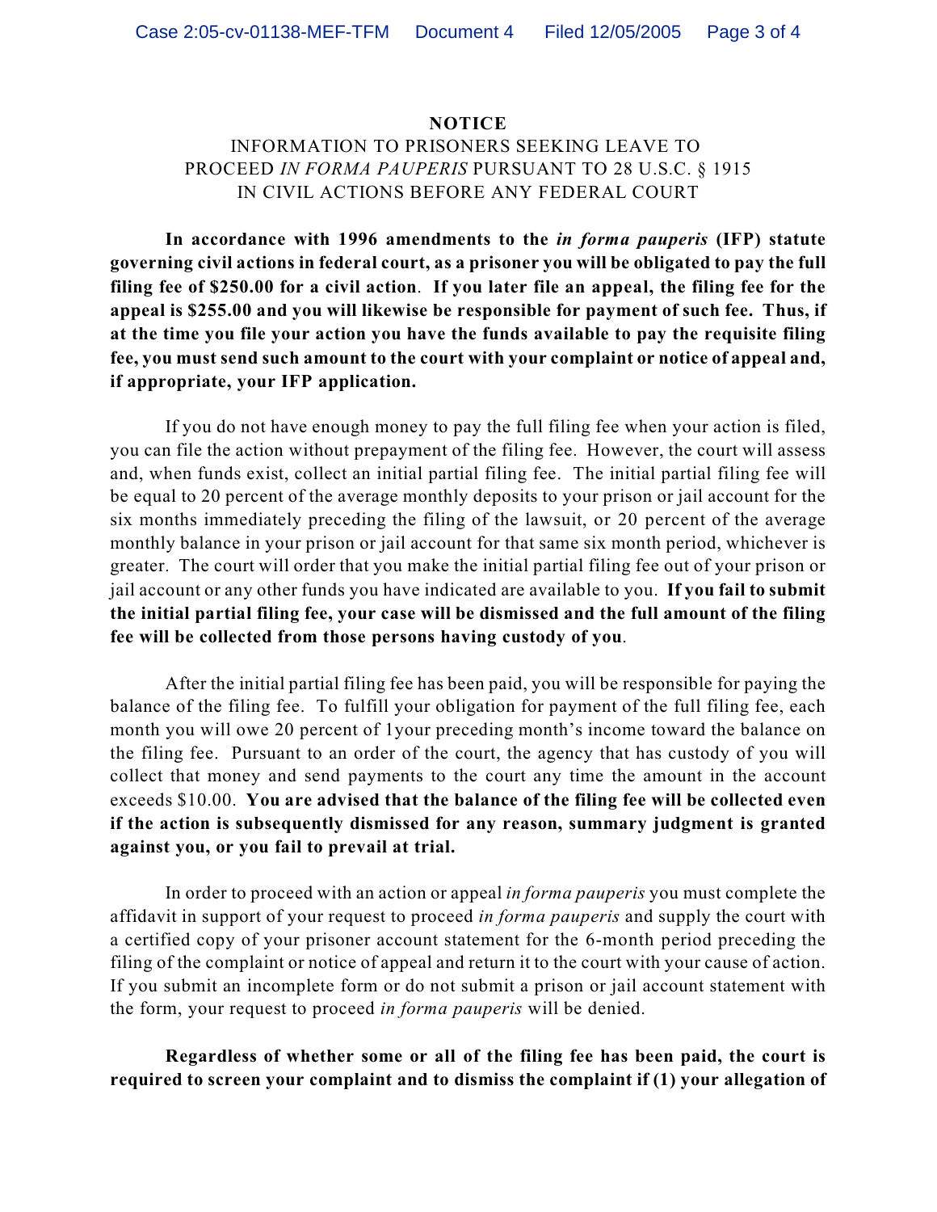**NOTICE**

INFORMATION TO PRISONERS SEEKING LEAVE TO PROCEED *IN FORMA PAUPERIS* PURSUANT TO 28 U.S.C. § 1915 IN CIVIL ACTIONS BEFORE ANY FEDERAL COURT

**In accordance with 1996 amendments to the *in forma pauperis* (IFP) statute governing civil actions in federal court, as a prisoner you will be obligated to pay the full filing fee of $250.00 for a civil action. If you later file an appeal, the filing fee for the appeal is $255.00 and you will likewise be responsible for payment of such fee. Thus, if at the time you file your action you have the funds available to pay the requisite filing fee, you must send such amount to the court with your complaint or notice of appeal and, if appropriate, your IFP application.**

If you do not have enough money to pay the full filing fee when your action is filed, you can file the action without prepayment of the filing fee. However, the court will assess and, when funds exist, collect an initial partial filing fee. The initial partial filing fee will be equal to 20 percent of the average monthly deposits to your prison or jail account for the six months immediately preceding the filing of the lawsuit, or 20 percent of the average monthly balance in your prison or jail account for that same six month period, whichever is greater. The court will order that you make the initial partial filing fee out of your prison or jail account or any other funds you have indicated are available to you. **If you fail to submit the initial partial filing fee, your case will be dismissed and the full amount of the filing fee will be collected from those persons having custody of you**.

After the initial partial filing fee has been paid, you will be responsible for paying the balance of the filing fee. To fulfill your obligation for payment of the full filing fee, each month you will owe 20 percent of 1your preceding month's income toward the balance on the filing fee. Pursuant to an order of the court, the agency that has custody of you will collect that money and send payments to the court any time the amount in the account exceeds $10.00. **You are advised that the balance of the filing fee will be collected even if the action is subsequently dismissed for any reason, summary judgment is granted against you, or you fail to prevail at trial.**

In order to proceed with an action or appeal *in forma pauperis* you must complete the affidavit in support of your request to proceed *in forma pauperis* and supply the court with a certified copy of your prisoner account statement for the 6-month period preceding the filing of the complaint or notice of appeal and return it to the court with your cause of action. If you submit an incomplete form or do not submit a prison or jail account statement with the form, your request to proceed *in forma pauperis* will be denied.

**Regardless of whether some or all of the filing fee has been paid, the court is required to screen your complaint and to dismiss the complaint if (1) your allegation of**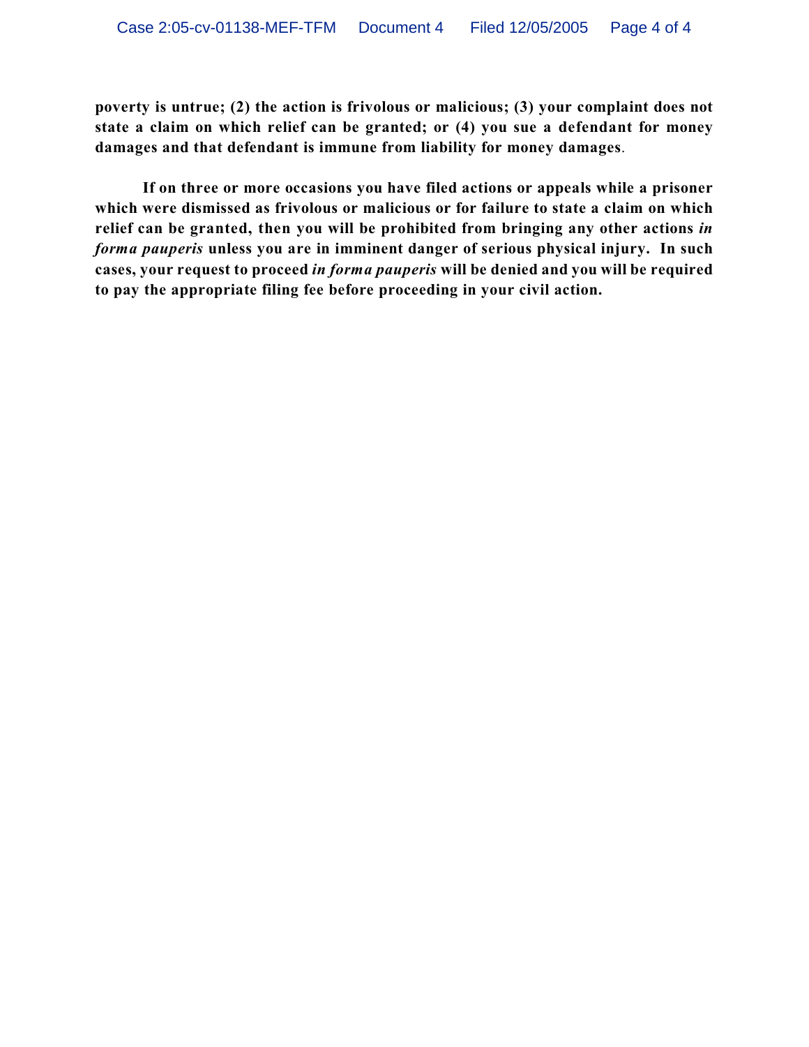**poverty is untrue; (2) the action is frivolous or malicious; (3) your complaint does not state a claim on which relief can be granted; or (4) you sue a defendant for money damages and that defendant is immune from liability for money damages**.

**If on three or more occasions you have filed actions or appeals while a prisoner which were dismissed as frivolous or malicious or for failure to state a claim on which relief can be granted, then you will be prohibited from bringing any other actions *in forma pauperis* unless you are in imminent danger of serious physical injury. In such cases, your request to proceed *in forma pauperis* will be denied and you will be required to pay the appropriate filing fee before proceeding in your civil action.**